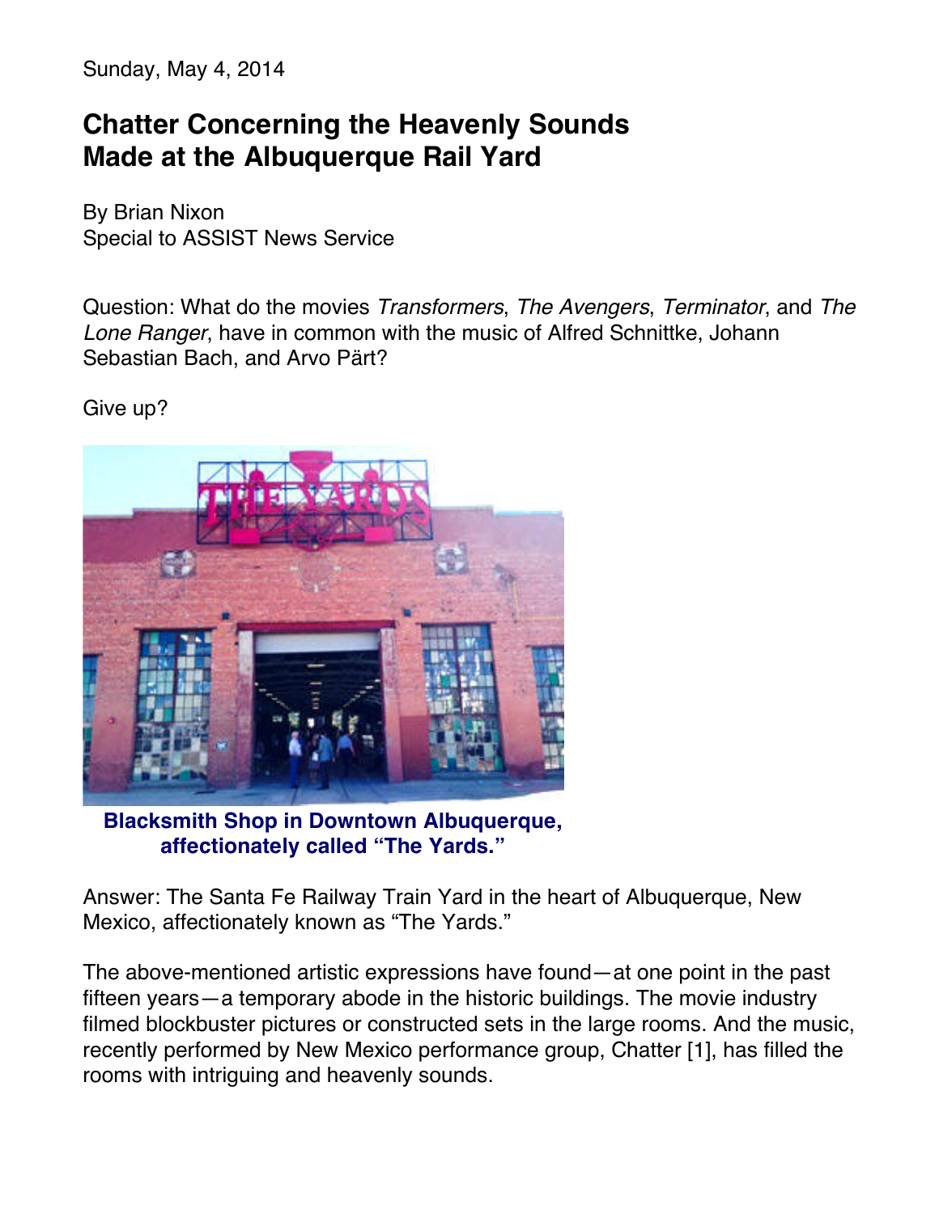Sunday, May 4, 2014

# Chatter Concerning the Heavenly Sounds Made at the Albuquerque Rail Yard

By Brian Nixon
Special to ASSIST News Service

Question: What do the movies *Transformers*, *The Avengers*, *Terminator*, and *The Lone Ranger*, have in common with the music of Alfred Schnittke, Johann Sebastian Bach, and Arvo Pärt?

Give up?

**Blacksmith Shop in Downtown Albuquerque, affectionately called "The Yards."**

Answer: The Santa Fe Railway Train Yard in the heart of Albuquerque, New Mexico, affectionately known as "The Yards."

The above-mentioned artistic expressions have found—at one point in the past fifteen years—a temporary abode in the historic buildings. The movie industry filmed blockbuster pictures or constructed sets in the large rooms. And the music, recently performed by New Mexico performance group, Chatter [1], has filled the rooms with intriguing and heavenly sounds.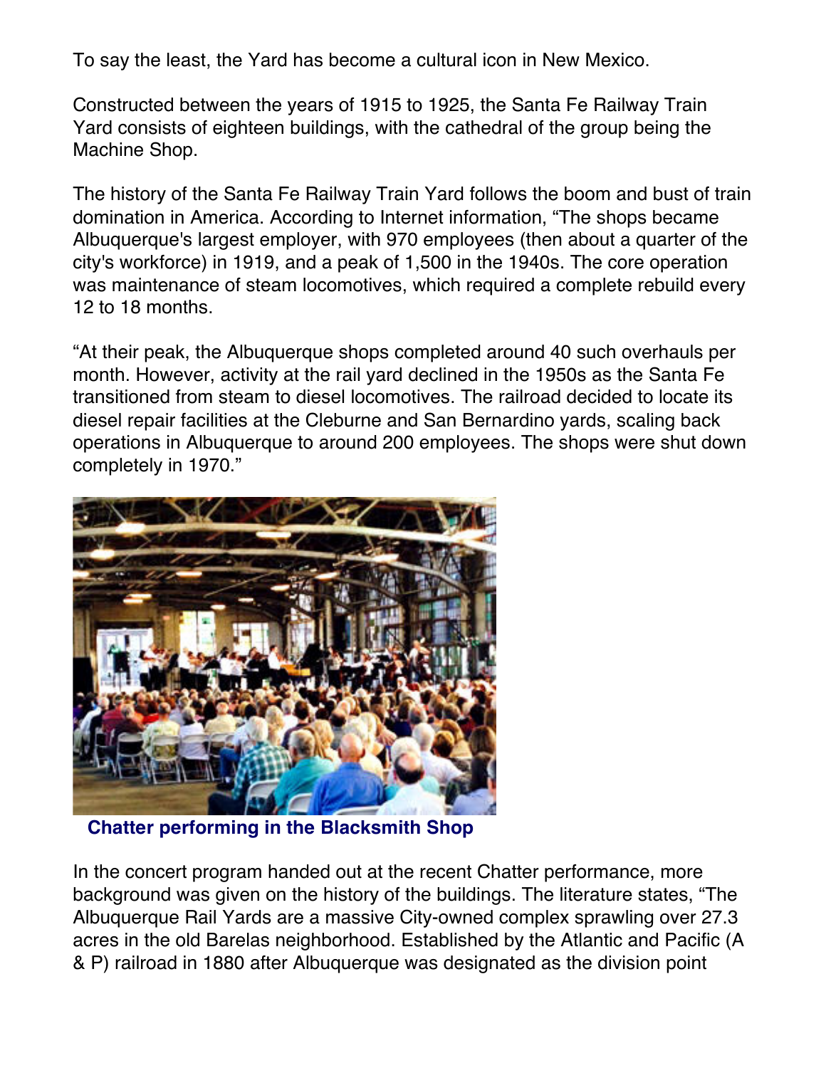To say the least, the Yard has become a cultural icon in New Mexico.

Constructed between the years of 1915 to 1925, the Santa Fe Railway Train Yard consists of eighteen buildings, with the cathedral of the group being the Machine Shop.

The history of the Santa Fe Railway Train Yard follows the boom and bust of train domination in America. According to Internet information, "The shops became Albuquerque's largest employer, with 970 employees (then about a quarter of the city's workforce) in 1919, and a peak of 1,500 in the 1940s. The core operation was maintenance of steam locomotives, which required a complete rebuild every 12 to 18 months.

"At their peak, the Albuquerque shops completed around 40 such overhauls per month. However, activity at the rail yard declined in the 1950s as the Santa Fe transitioned from steam to diesel locomotives. The railroad decided to locate its diesel repair facilities at the Cleburne and San Bernardino yards, scaling back operations in Albuquerque to around 200 employees. The shops were shut down completely in 1970."

**Chatter performing in the Blacksmith Shop**

In the concert program handed out at the recent Chatter performance, more background was given on the history of the buildings. The literature states, "The Albuquerque Rail Yards are a massive City-owned complex sprawling over 27.3 acres in the old Barelas neighborhood. Established by the Atlantic and Pacific (A & P) railroad in 1880 after Albuquerque was designated as the division point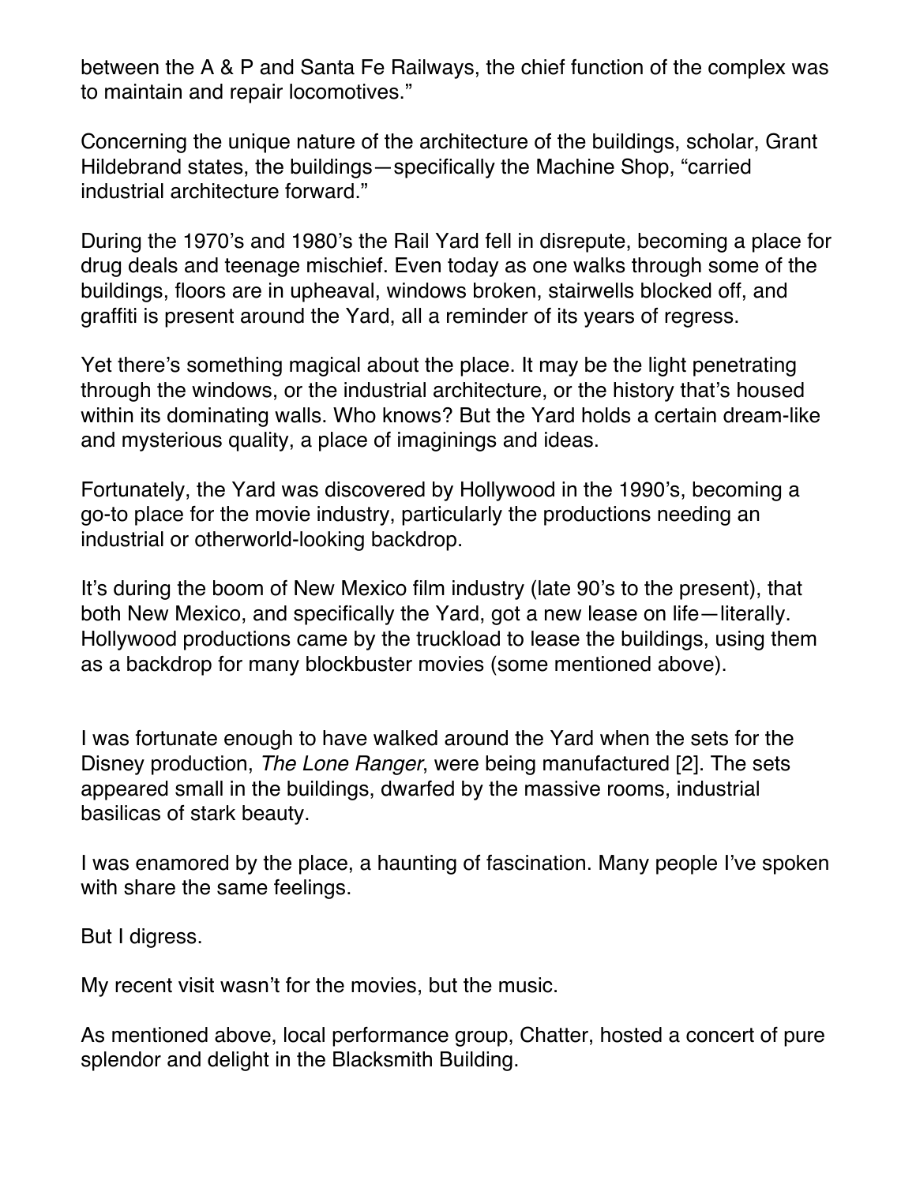between the A & P and Santa Fe Railways, the chief function of the complex was to maintain and repair locomotives."

Concerning the unique nature of the architecture of the buildings, scholar, Grant Hildebrand states, the buildings—specifically the Machine Shop, "carried industrial architecture forward."

During the 1970's and 1980's the Rail Yard fell in disrepute, becoming a place for drug deals and teenage mischief. Even today as one walks through some of the buildings, floors are in upheaval, windows broken, stairwells blocked off, and graffiti is present around the Yard, all a reminder of its years of regress.

Yet there's something magical about the place. It may be the light penetrating through the windows, or the industrial architecture, or the history that's housed within its dominating walls. Who knows? But the Yard holds a certain dream-like and mysterious quality, a place of imaginings and ideas.

Fortunately, the Yard was discovered by Hollywood in the 1990's, becoming a go-to place for the movie industry, particularly the productions needing an industrial or otherworld-looking backdrop.

It's during the boom of New Mexico film industry (late 90's to the present), that both New Mexico, and specifically the Yard, got a new lease on life—literally. Hollywood productions came by the truckload to lease the buildings, using them as a backdrop for many blockbuster movies (some mentioned above).

I was fortunate enough to have walked around the Yard when the sets for the Disney production, *The Lone Ranger*, were being manufactured [2]. The sets appeared small in the buildings, dwarfed by the massive rooms, industrial basilicas of stark beauty.

I was enamored by the place, a haunting of fascination. Many people I've spoken with share the same feelings.

But I digress.

My recent visit wasn't for the movies, but the music.

As mentioned above, local performance group, Chatter, hosted a concert of pure splendor and delight in the Blacksmith Building.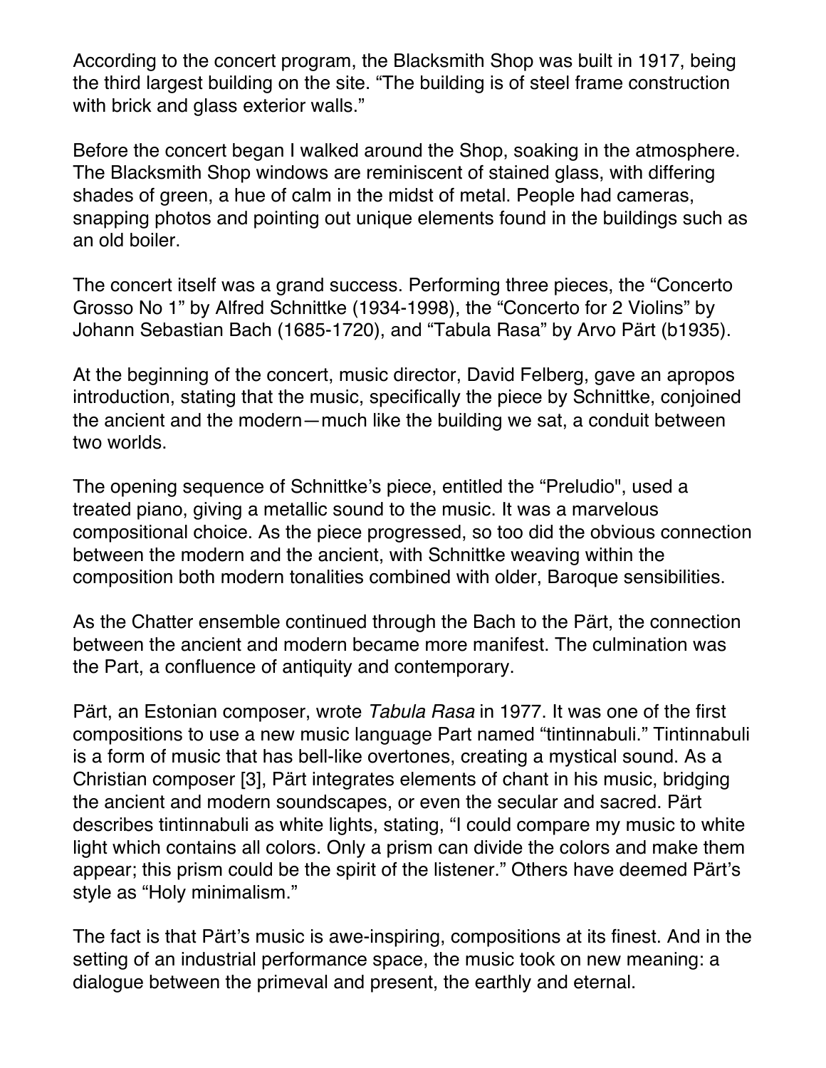According to the concert program, the Blacksmith Shop was built in 1917, being the third largest building on the site. "The building is of steel frame construction with brick and glass exterior walls."

Before the concert began I walked around the Shop, soaking in the atmosphere. The Blacksmith Shop windows are reminiscent of stained glass, with differing shades of green, a hue of calm in the midst of metal. People had cameras, snapping photos and pointing out unique elements found in the buildings such as an old boiler.

The concert itself was a grand success. Performing three pieces, the "Concerto Grosso No 1" by Alfred Schnittke (1934-1998), the "Concerto for 2 Violins" by Johann Sebastian Bach (1685-1720), and "Tabula Rasa" by Arvo Pärt (b1935).

At the beginning of the concert, music director, David Felberg, gave an apropos introduction, stating that the music, specifically the piece by Schnittke, conjoined the ancient and the modern—much like the building we sat, a conduit between two worlds.

The opening sequence of Schnittke's piece, entitled the "Preludio", used a treated piano, giving a metallic sound to the music. It was a marvelous compositional choice. As the piece progressed, so too did the obvious connection between the modern and the ancient, with Schnittke weaving within the composition both modern tonalities combined with older, Baroque sensibilities.

As the Chatter ensemble continued through the Bach to the Pärt, the connection between the ancient and modern became more manifest. The culmination was the Part, a confluence of antiquity and contemporary.

Pärt, an Estonian composer, wrote *Tabula Rasa* in 1977. It was one of the first compositions to use a new music language Part named "tintinnabuli." Tintinnabuli is a form of music that has bell-like overtones, creating a mystical sound. As a Christian composer [3], Pärt integrates elements of chant in his music, bridging the ancient and modern soundscapes, or even the secular and sacred. Pärt describes tintinnabuli as white lights, stating, "I could compare my music to white light which contains all colors. Only a prism can divide the colors and make them appear; this prism could be the spirit of the listener." Others have deemed Pärt's style as "Holy minimalism."

The fact is that Pärt's music is awe-inspiring, compositions at its finest. And in the setting of an industrial performance space, the music took on new meaning: a dialogue between the primeval and present, the earthly and eternal.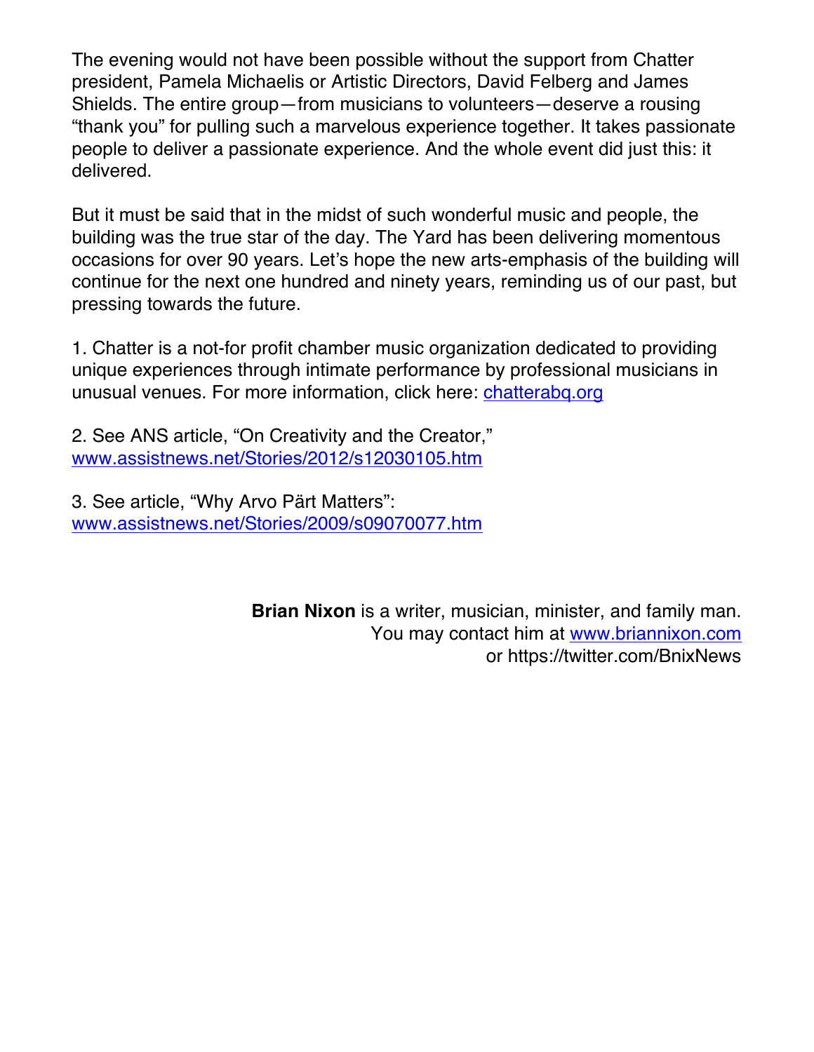The evening would not have been possible without the support from Chatter president, Pamela Michaelis or Artistic Directors, David Felberg and James Shields. The entire group—from musicians to volunteers—deserve a rousing "thank you" for pulling such a marvelous experience together. It takes passionate people to deliver a passionate experience. And the whole event did just this: it delivered.

But it must be said that in the midst of such wonderful music and people, the building was the true star of the day. The Yard has been delivering momentous occasions for over 90 years. Let's hope the new arts-emphasis of the building will continue for the next one hundred and ninety years, reminding us of our past, but pressing towards the future.

1. Chatter is a not-for profit chamber music organization dedicated to providing unique experiences through intimate performance by professional musicians in unusual venues. For more information, click here: [chatterabq.org](chatterabq.org)

2. See ANS article, "On Creativity and the Creator," [www.assistnews.net/Stories/2012/s12030105.htm](www.assistnews.net/Stories/2012/s12030105.htm)

3. See article, "Why Arvo Pärt Matters": [www.assistnews.net/Stories/2009/s09070077.htm](www.assistnews.net/Stories/2009/s09070077.htm)

**Brian Nixon** is a writer, musician, minister, and family man.
You may contact him at [www.briannixon.com](www.briannixon.com)
or https://twitter.com/BnixNews